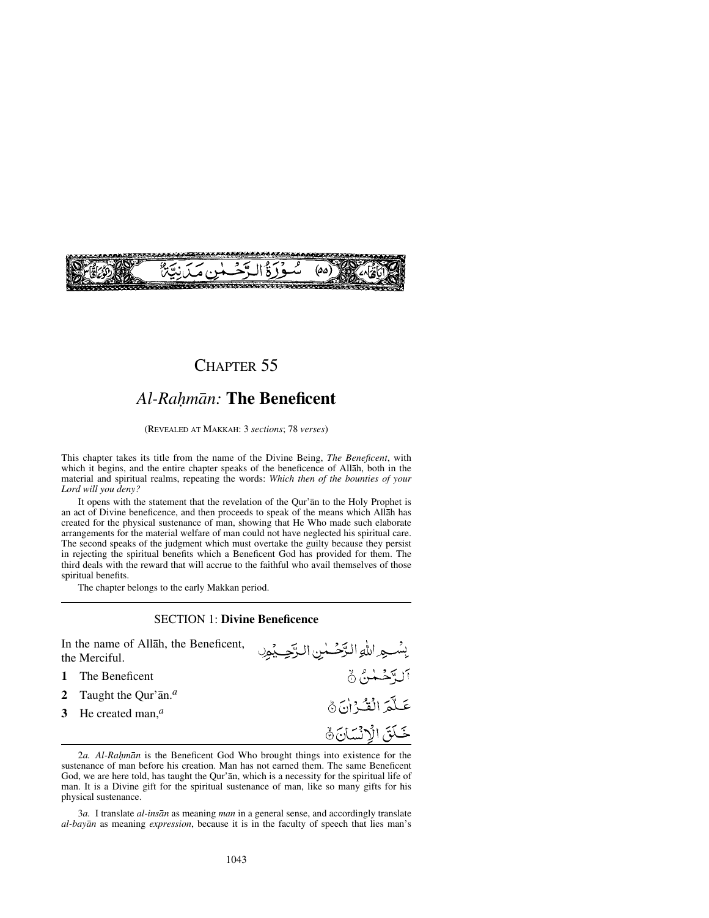سُوْرَةُ الرَّحْمٰنِ مَدَنِيَّةٌ (٥٥)

# Chapter 55

## *Al-Raḥmān:* The Beneficent

(Revealed at Makkah: 3 *sections*; 78 *verses*)

This chapter takes its title from the name of the Divine Being, *The Beneficent*, with which it begins, and the entire chapter speaks of the beneficence of Allāh, both in the material and spiritual realms, repeating the words: *Which then of the bounties of your Lord will you deny?*

It opens with the statement that the revelation of the Qur'ān to the Holy Prophet is an act of Divine beneficence, and then proceeds to speak of the means which Allāh has created for the physical sustenance of man, showing that He Who made such elaborate arrangements for the material welfare of man could not have neglected his spiritual care. The second speaks of the judgment which must overtake the guilty because they persist in rejecting the spiritual benefits which a Beneficent God has provided for them. The third deals with the reward that will accrue to the faithful who avail themselves of those spiritual benefits.

The chapter belongs to the early Makkan period.

### Section 1: Divine Beneficence

In the name of Allāh, the Beneficent, the Merciful.

بِسْمِ اللّٰهِ الرَّحْمٰنِ الرَّحِيْمِ

**1** The Beneficent

اَلرَّحْمٰنُ ۙ

**2** Taught the Qur'ān.[a]

عَلَّمَ الْقُرْاٰنَ ؕ

**3** He created man,[a]

خَلَقَ الْاِنْسَانَ ۙ

---

2*a. Al-Raḥmān* is the Beneficent God Who brought things into existence for the sustenance of man before his creation. Man has not earned them. The same Beneficent God, we are here told, has taught the Qur'ān, which is a necessity for the spiritual life of man. It is a Divine gift for the spiritual sustenance of man, like so many gifts for his physical sustenance.

3*a.* I translate *al-insān* as meaning *man* in a general sense, and accordingly translate *al-bayān* as meaning *expression*, because it is in the faculty of speech that lies man's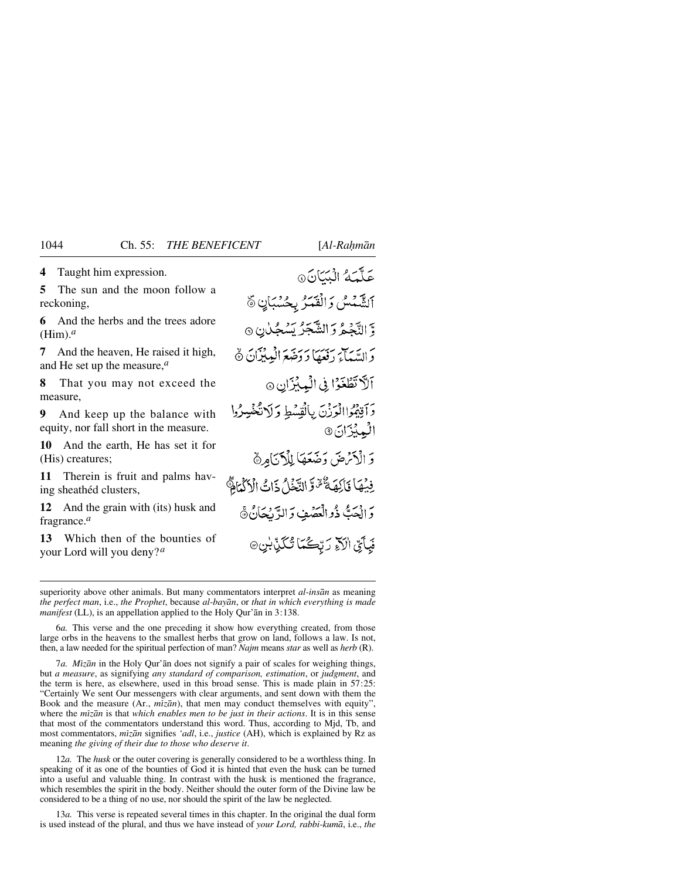**4** Taught him expression.

عَلَّمَهُ الْبَيَانَ ۝

**5** The sun and the moon follow a reckoning,

اَلشَّمْسُ وَالْقَمَرُ بِحُسْبَانٍ ۝

**6** And the herbs and the trees adore (Him).[a]

وَّالنَّجْمُ وَالشَّجَرُ يَسْجُدٰنِ ۝

**7** And the heaven, He raised it high, and He set up the measure,[a]

وَالسَّمَآءَ رَفَعَهَا وَوَضَعَ الْمِيْزَانَ ۝

**8** That you may not exceed the measure,

اَلَّا تَطْغَوْا فِي الْمِيْزَانِ ۝

**9** And keep up the balance with equity, nor fall short in the measure.

وَاَقِيْمُوا الْوَزْنَ بِالْقِسْطِ وَلَا تُخْسِرُوا الْمِيْزَانَ ۝

**10** And the earth, He has set it for (His) creatures;

وَالْاَرْضَ وَضَعَهَا لِلْاَنَامِ ۝

**11** Therein is fruit and palms having sheathed clusters,

فِيْهَا فَاكِهَةٌ ۙ وَّالنَّخْلُ ذَاتُ الْاَكْمَامِ ۝

**12** And the grain with (its) husk and fragrance.[a]

وَالْحَبُّ ذُو الْعَصْفِ وَالرَّيْحَانُ ۝

**13** Which then of the bounties of your Lord will you deny?[a]

فَبِاَيِّ اٰلَآءِ رَبِّكُمَا تُكَذِّبٰنِ ۝

---

superiority above other animals. But many commentators interpret *al-insān* as meaning *the perfect man*, i.e., *the Prophet*, because *al-bayān*, or *that in which everything is made manifest* (LL), is an appellation applied to the Holy Qur'ān in 3:138.

6*a.* This verse and the one preceding it show how everything created, from those large orbs in the heavens to the smallest herbs that grow on land, follows a law. Is not, then, a law needed for the spiritual perfection of man? *Najm* means *star* as well as *herb* (R).

7*a. Mīzān* in the Holy Qur'ān does not signify a pair of scales for weighing things, but *a measure*, as signifying *any standard of comparison, estimation*, or *judgment*, and the term is here, as elsewhere, used in this broad sense. This is made plain in 57:25: "Certainly We sent Our messengers with clear arguments, and sent down with them the Book and the measure (Ar., *mīzān*), that men may conduct themselves with equity", where the *mīzān* is that *which enables men to be just in their actions*. It is in this sense that most of the commentators understand this word. Thus, according to Mjd, Tb, and most commentators, *mīzān* signifies *'adl*, i.e., *justice* (AH), which is explained by Rz as meaning *the giving of their due to those who deserve it*.

12*a.* The *husk* or the outer covering is generally considered to be a worthless thing. In speaking of it as one of the bounties of God it is hinted that even the husk can be turned into a useful and valuable thing. In contrast with the husk is mentioned the fragrance, which resembles the spirit in the body. Neither should the outer form of the Divine law be considered to be a thing of no use, nor should the spirit of the law be neglected.

13*a.* This verse is repeated several times in this chapter. In the original the dual form is used instead of the plural, and thus we have instead of *your Lord, rabbi-kumā*, i.e., *the*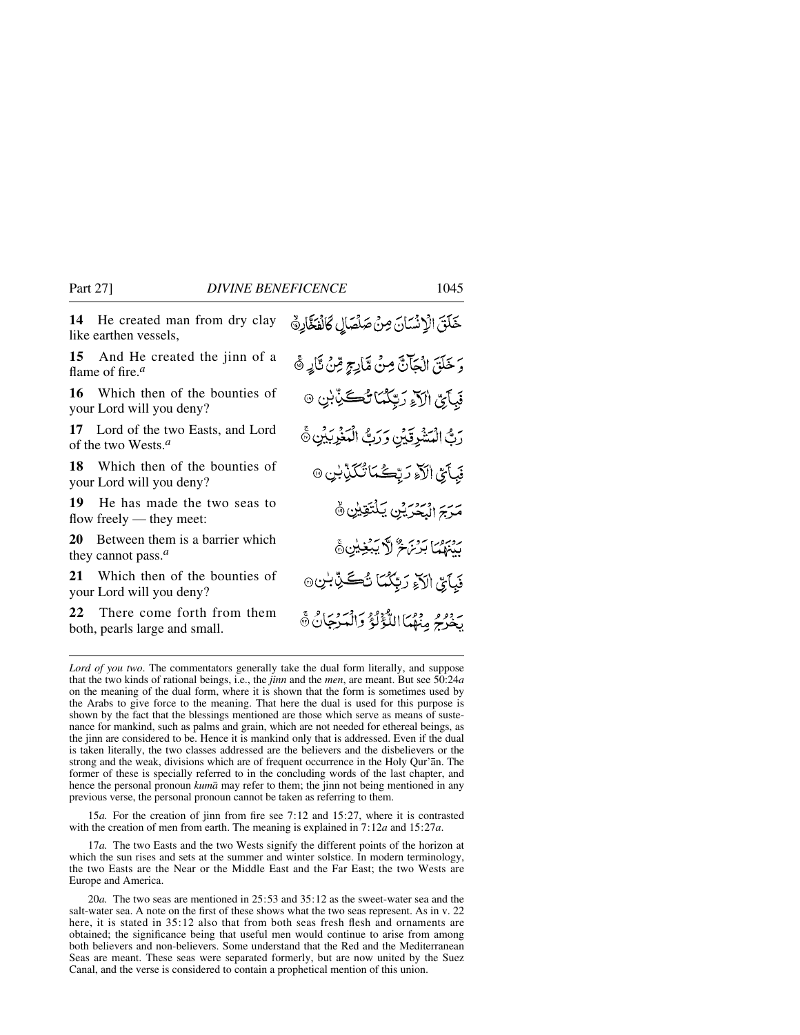**14** He created man from dry clay like earthen vessels,

خَلَقَ الْإِنْسَانَ مِنْ صَلْصَالٍ كَالْفَخَّارِ ﴿١٤﴾

**15** And He created the jinn of a flame of fire.[a]

وَخَلَقَ الْجَآنَّ مِنْ مَّارِجٍ مِّنْ نَّارٍ ﴿١٥﴾

**16** Which then of the bounties of your Lord will you deny?

فَبِاَيِّ اٰلَآءِ رَبِّكُمَا تُكَذِّبٰنِ ﴿١٦﴾

**17** Lord of the two Easts, and Lord of the two Wests.[a]

رَبُّ الْمَشْرِقَيْنِ وَرَبُّ الْمَغْرِبَيْنِ ﴿١٧﴾

**18** Which then of the bounties of your Lord will you deny?

فَبِاَيِّ اٰلَآءِ رَبِّكُمَا تُكَذِّبٰنِ ﴿١٨﴾

**19** He has made the two seas to flow freely — they meet:

مَرَجَ الْبَحْرَيْنِ يَلْتَقِيٰنِ ﴿١٩﴾

**20** Between them is a barrier which they cannot pass.[a]

بَيْنَهُمَا بَرْزَخٌ لَّا يَبْغِيٰنِ ﴿٢٠﴾

**21** Which then of the bounties of your Lord will you deny?

فَبِاَيِّ اٰلَآءِ رَبِّكُمَا تُكَذِّبٰنِ ﴿٢١﴾

**22** There come forth from them both, pearls large and small.

يَخْرُجُ مِنْهُمَا اللُّؤْلُؤُ وَالْمَرْجَانُ ﴿٢٢﴾

---

*Lord of you two*. The commentators generally take the dual form literally, and suppose that the two kinds of rational beings, i.e., the *jinn* and the *men*, are meant. But see 50:24*a* on the meaning of the dual form, where it is shown that the form is sometimes used by the Arabs to give force to the meaning. That here the dual is used for this purpose is shown by the fact that the blessings mentioned are those which serve as means of sustenance for mankind, such as palms and grain, which are not needed for ethereal beings, as the jinn are considered to be. Hence it is mankind only that is addressed. Even if the dual is taken literally, the two classes addressed are the believers and the disbelievers or the strong and the weak, divisions which are of frequent occurrence in the Holy Qur'ān. The former of these is specially referred to in the concluding words of the last chapter, and hence the personal pronoun *kumā* may refer to them; the jinn not being mentioned in any previous verse, the personal pronoun cannot be taken as referring to them.

15*a.* For the creation of jinn from fire see 7:12 and 15:27, where it is contrasted with the creation of men from earth. The meaning is explained in 7:12*a* and 15:27*a*.

17*a.* The two Easts and the two Wests signify the different points of the horizon at which the sun rises and sets at the summer and winter solstice. In modern terminology, the two Easts are the Near or the Middle East and the Far East; the two Wests are Europe and America.

20*a.* The two seas are mentioned in 25:53 and 35:12 as the sweet-water sea and the salt-water sea. A note on the first of these shows what the two seas represent. As in v. 22 here, it is stated in 35:12 also that from both seas fresh flesh and ornaments are obtained; the significance being that useful men would continue to arise from among both believers and non-believers. Some understand that the Red and the Mediterranean Seas are meant. These seas were separated formerly, but are now united by the Suez Canal, and the verse is considered to contain a prophetical mention of this union.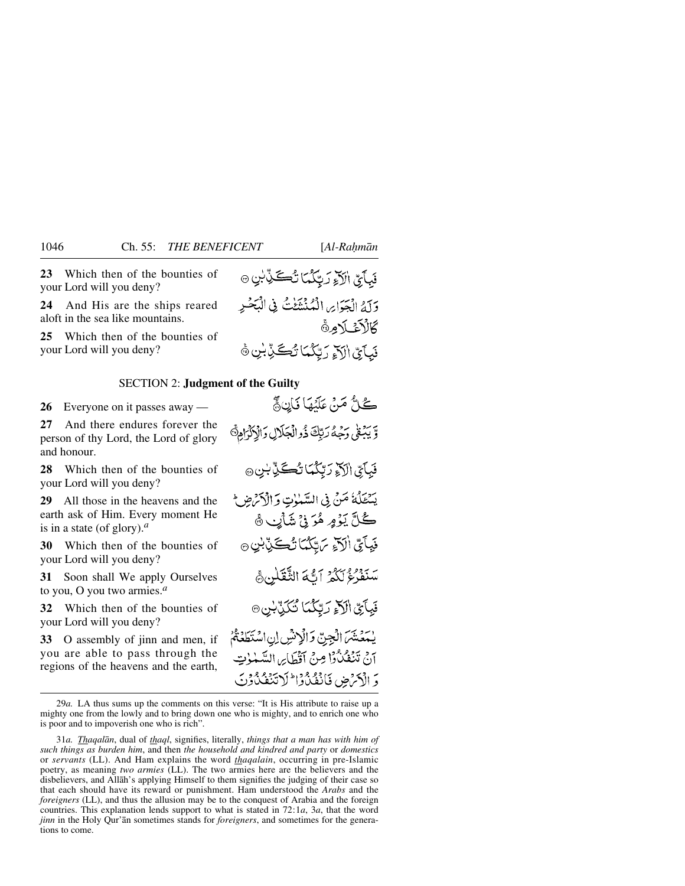**23** Which then of the bounties of your Lord will you deny?

فَبِاَیِّ اٰلَآءِ رَبِّکُمَا تُکَذِّبٰنِ ﴿۲۳﴾

**24** And His are the ships reared aloft in the sea like mountains.

وَ لَهُ الۡجَوَارِ الۡمُنۡشَـٰٔتُ فِی الۡبَحۡرِ کَالۡاَعۡلَامِ ﴿ۚ۲۴﴾

**25** Which then of the bounties of your Lord will you deny?

فَبِاَیِّ اٰلَآءِ رَبِّکُمَا تُکَذِّبٰنِ ﴿۲۵﴾

## SECTION 2: Judgment of the Guilty

**26** Everyone on it passes away —

کُلُّ مَنۡ عَلَیۡهَا فَانٍ ﴿ۚۖ۲۶﴾

**27** And there endures forever the person of thy Lord, the Lord of glory and honour.

وَّ یَبۡقٰی وَجۡهُ رَبِّکَ ذُو الۡجَلٰلِ وَ الۡاِکۡرَامِ ﴿ۚ۲۷﴾

**28** Which then of the bounties of your Lord will you deny?

فَبِاَیِّ اٰلَآءِ رَبِّکُمَا تُکَذِّبٰنِ ﴿۲۸﴾

**29** All those in the heavens and the earth ask of Him. Every moment He is in a state (of glory).[a]

یَسۡـَٔلُهٗ مَنۡ فِی السَّمٰوٰتِ وَ الۡاَرۡضِ ؕ کُلَّ یَوۡمٍ هُوَ فِیۡ شَاۡنٍ ﴿ۚ۲۹﴾

**30** Which then of the bounties of your Lord will you deny?

فَبِاَیِّ اٰلَآءِ رَبِّکُمَا تُکَذِّبٰنِ ﴿۳۰﴾

**31** Soon shall We apply Ourselves to you, O you two armies.[a]

سَنَفۡرُغُ لَکُمۡ اَیُّهَ الثَّقَلٰنِ ﴿ۚ۳۱﴾

**32** Which then of the bounties of your Lord will you deny?

فَبِاَیِّ اٰلَآءِ رَبِّکُمَا تُکَذِّبٰنِ ﴿۳۲﴾

**33** O assembly of jinn and men, if you are able to pass through the regions of the heavens and the earth,

یٰمَعۡشَرَ الۡجِنِّ وَ الۡاِنۡسِ اِنِ اسۡتَطَعۡتُمۡ اَنۡ تَنۡفُذُوۡا مِنۡ اَقۡطَارِ السَّمٰوٰتِ وَ الۡاَرۡضِ فَانۡفُذُوۡا ؕ لَا تَنۡفُذُوۡنَ

---

29*a.* LA thus sums up the comments on this verse: "It is His attribute to raise up a mighty one from the lowly and to bring down one who is mighty, and to enrich one who is poor and to impoverish one who is rich".

31*a.* *Thaqalān*, dual of *thaql*, signifies, literally, *things that a man has with him of such things as burden him*, and then *the household and kindred and party* or *domestics* or *servants* (LL). And Ham explains the word *thaqalain*, occurring in pre-Islamic poetry, as meaning *two armies* (LL). The two armies here are the believers and the disbelievers, and Allāh's applying Himself to them signifies the judging of their case so that each should have its reward or punishment. Ham understood the *Arabs* and the *foreigners* (LL), and thus the allusion may be to the conquest of Arabia and the foreign countries. This explanation lends support to what is stated in 72:1*a*, 3*a*, that the word *jinn* in the Holy Qur'ān sometimes stands for *foreigners*, and sometimes for the generations to come.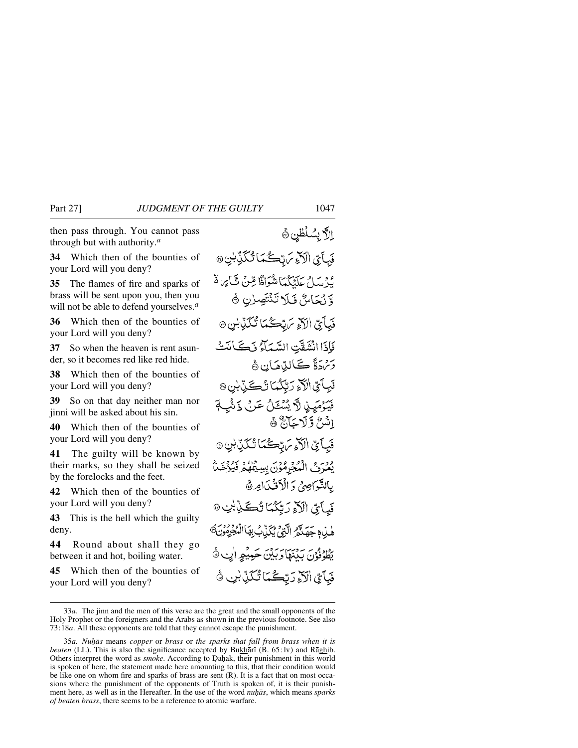then pass through. You cannot pass through but with authority.[a]

إِلَّا بِسُلْطٰنٍ ۚ

**34** Which then of the bounties of your Lord will you deny?

فَبِأَيِّ اٰلَآءِ رَبِّكُمَا تُكَذِّبٰنِ

**35** The flames of fire and sparks of brass will be sent upon you, then you will not be able to defend yourselves.[a]

يُرْسَلُ عَلَيْكُمَا شُوَاظٌ مِّنْ نَّارٍ ۙ وَّ نُحَاسٌ فَلَا تَنْتَصِرٰنِ ۚ

**36** Which then of the bounties of your Lord will you deny?

فَبِأَيِّ اٰلَآءِ رَبِّكُمَا تُكَذِّبٰنِ

**37** So when the heaven is rent asunder, so it becomes red like red hide.

فَإِذَا انْشَقَّتِ السَّمَآءُ فَكَانَتْ وَرْدَةً كَالدِّهَانِ ۚ

**38** Which then of the bounties of your Lord will you deny?

فَبِأَيِّ اٰلَآءِ رَبِّكُمَا تُكَذِّبٰنِ

**39** So on that day neither man nor jinni will be asked about his sin.

فَيَوْمَئِذٍ لَّا يُسْـَٔلُ عَنْ ذَنْۢبِهٖٓ إِنْسٌ وَّلَا جَآنٌّ ۚ

**40** Which then of the bounties of your Lord will you deny?

فَبِأَيِّ اٰلَآءِ رَبِّكُمَا تُكَذِّبٰنِ

**41** The guilty will be known by their marks, so they shall be seized by the forelocks and the feet.

يُعْرَفُ الْمُجْرِمُوْنَ بِسِيْمٰهُمْ فَيُؤْخَذُ بِالنَّوَاصِيْ وَالْأَقْدَامِ ۚ

**42** Which then of the bounties of your Lord will you deny?

فَبِأَيِّ اٰلَآءِ رَبِّكُمَا تُكَذِّبٰنِ

**43** This is the hell which the guilty deny.

هٰذِهٖ جَهَنَّمُ الَّتِيْ يُكَذِّبُ بِهَا الْمُجْرِمُوْنَ ۘ

**44** Round about shall they go between it and hot, boiling water.

يَطُوْفُوْنَ بَيْنَهَا وَبَيْنَ حَمِيْمٍ اٰنٍ ۚ

**45** Which then of the bounties of your Lord will you deny?

فَبِأَيِّ اٰلَآءِ رَبِّكُمَا تُكَذِّبٰنِ

---

33*a.* The jinn and the men of this verse are the great and the small opponents of the Holy Prophet or the foreigners and the Arabs as shown in the previous footnote. See also 73:18*a*. All these opponents are told that they cannot escape the punishment.

35*a. Nuḥās* means *copper* or *brass* or *the sparks that fall from brass when it is beaten* (LL). This is also the significance accepted by Bukhārī (B. 65:lv) and Rāghib. Others interpret the word as *smoke*. According to Ḍaḥāk, their punishment in this world is spoken of here, the statement made here amounting to this, that their condition would be like one on whom fire and sparks of brass are sent (R). It is a fact that on most occasions where the punishment of the opponents of Truth is spoken of, it is their punishment here, as well as in the Hereafter. In the use of the word *nuḥās*, which means *sparks of beaten brass*, there seems to be a reference to atomic warfare.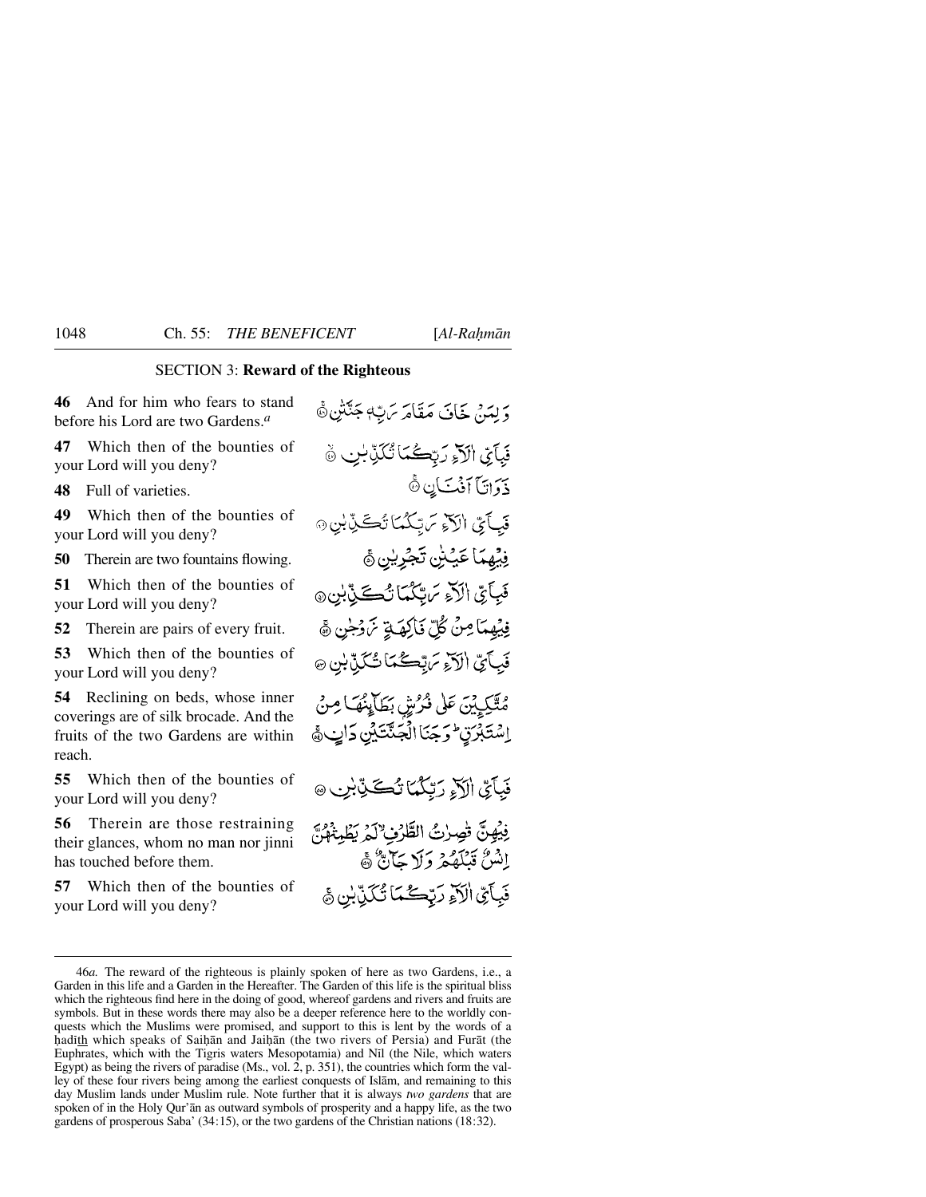## SECTION 3: **Reward of the Righteous**

**46** And for him who fears to stand before his Lord are two Gardens.[a]

وَ لِمَنْ خَافَ مَقَامَ رَبِّهٖ جَنَّتٰنِ ﴿۴۶﴾

**47** Which then of the bounties of your Lord will you deny?

فَبِاَیِّ اٰلَآءِ رَبِّکُمَا تُکَذِّبٰنِ ﴿۴۷﴾

**48** Full of varieties.

ذَوَاتَاۤ اَفۡنَانٍ ﴿۴۸﴾

**49** Which then of the bounties of your Lord will you deny?

فَبِاَیِّ اٰلَآءِ رَبِّکُمَا تُکَذِّبٰنِ ﴿۴۹﴾

**50** Therein are two fountains flowing.

فِیۡهِمَا عَیۡنٰنِ تَجۡرِیٰنِ ﴿۵۰﴾

**51** Which then of the bounties of your Lord will you deny?

فَبِاَیِّ اٰلَآءِ رَبِّکُمَا تُکَذِّبٰنِ ﴿۵۱﴾

**52** Therein are pairs of every fruit.

فِیۡهِمَا مِنۡ کُلِّ فَاکِهَةٍ زَوۡجٰنِ ﴿۵۲﴾

**53** Which then of the bounties of your Lord will you deny?

فَبِاَیِّ اٰلَآءِ رَبِّکُمَا تُکَذِّبٰنِ ﴿۵۳﴾

**54** Reclining on beds, whose inner coverings are of silk brocade. And the fruits of the two Gardens are within reach.

مُتَّکِـِٕیۡنَ عَلٰی فُرُشٍۭ بَطَآئِنُهَا مِنۡ اِسۡتَبۡرَقٍ ؕ وَ جَنَا الۡجَنَّتَیۡنِ دَانٍ ﴿۵۴﴾

**55** Which then of the bounties of your Lord will you deny?

فَبِاَیِّ اٰلَآءِ رَبِّکُمَا تُکَذِّبٰنِ ﴿۵۵﴾

**56** Therein are those restraining their glances, whom no man nor jinni has touched before them.

فِیۡهِنَّ قٰصِرٰتُ الطَّرۡفِ ۙ لَمۡ یَطۡمِثۡهُنَّ اِنۡسٌ قَبۡلَهُمۡ وَ لَا جَآنٌّ ﴿۵۶﴾

**57** Which then of the bounties of your Lord will you deny?

فَبِاَیِّ اٰلَآءِ رَبِّکُمَا تُکَذِّبٰنِ ﴿۵۷﴾

---

46*a.* The reward of the righteous is plainly spoken of here as two Gardens, i.e., a Garden in this life and a Garden in the Hereafter. The Garden of this life is the spiritual bliss which the righteous find here in the doing of good, whereof gardens and rivers and fruits are symbols. But in these words there may also be a deeper reference here to the worldly conquests which the Muslims were promised, and support to this is lent by the words of a ḥadīth which speaks of Saiḥān and Jaiḥān (the two rivers of Persia) and Furāt (the Euphrates, which with the Tigris waters Mesopotamia) and Nīl (the Nile, which waters Egypt) as being the rivers of paradise (Ms., vol. 2, p. 351), the countries which form the valley of these four rivers being among the earliest conquests of Islām, and remaining to this day Muslim lands under Muslim rule. Note further that it is always *two gardens* that are spoken of in the Holy Qur'ān as outward symbols of prosperity and a happy life, as the two gardens of prosperous Saba' (34:15), or the two gardens of the Christian nations (18:32).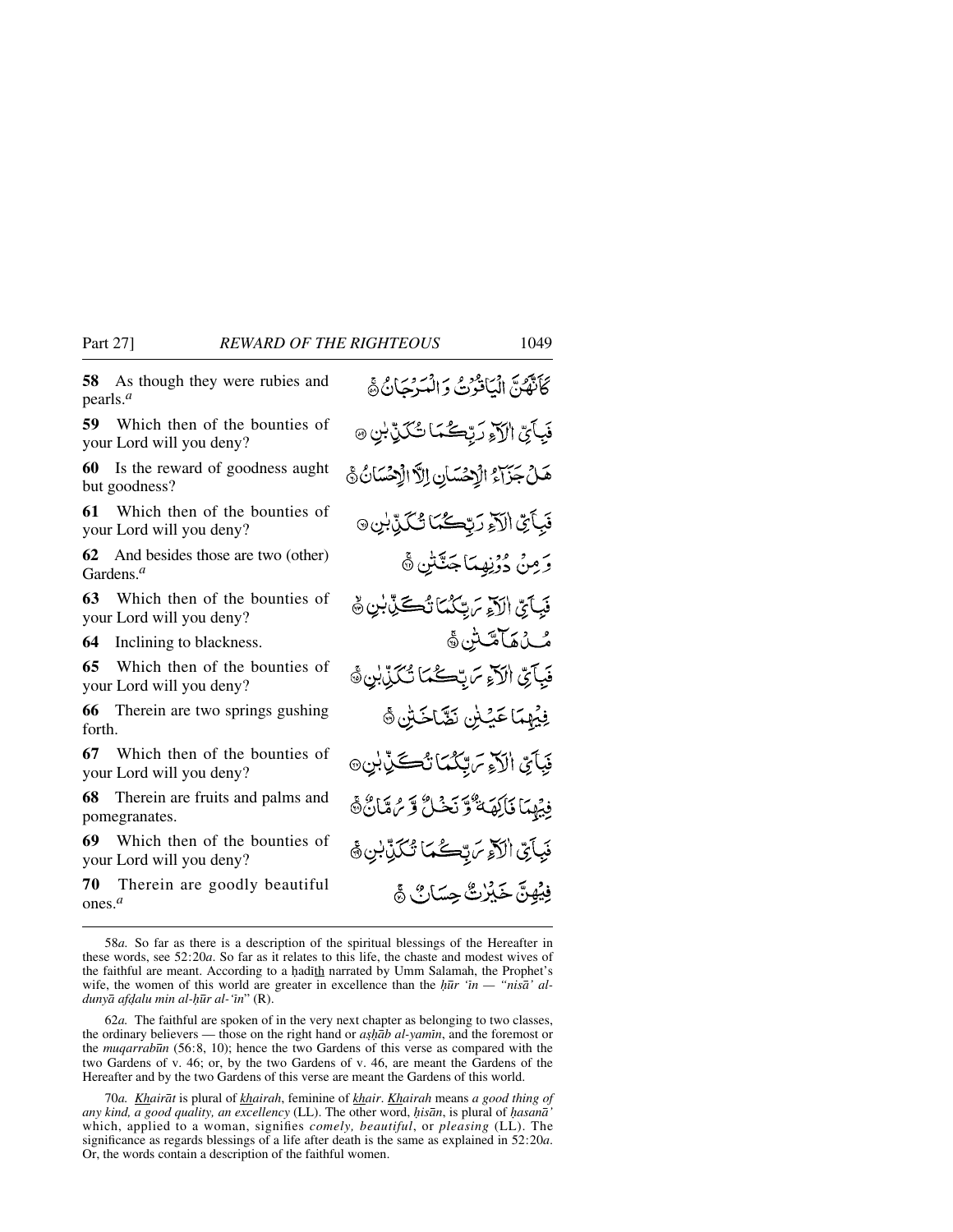**58** As though they were rubies and pearls.[a]

كَأَنَّهُنَّ الْيَاقُوتُ وَالْمَرْجَانُ ﴿٥٨﴾

**59** Which then of the bounties of your Lord will you deny?

فَبِأَيِّ آلَاءِ رَبِّكُمَا تُكَذِّبَانِ ﴿٥٩﴾

**60** Is the reward of goodness aught but goodness?

هَلْ جَزَاءُ الْإِحْسَانِ إِلَّا الْإِحْسَانُ ﴿٦٠﴾

**61** Which then of the bounties of your Lord will you deny?

فَبِأَيِّ آلَاءِ رَبِّكُمَا تُكَذِّبَانِ ﴿٦١﴾

**62** And besides those are two (other) Gardens.[a]

وَمِنْ دُونِهِمَا جَنَّتَانِ ﴿٦٢﴾

**63** Which then of the bounties of your Lord will you deny?

فَبِأَيِّ آلَاءِ رَبِّكُمَا تُكَذِّبَانِ ﴿٦٣﴾

**64** Inclining to blackness.

مُدْهَامَّتَانِ ﴿٦٤﴾

**65** Which then of the bounties of your Lord will you deny?

فَبِأَيِّ آلَاءِ رَبِّكُمَا تُكَذِّبَانِ ﴿٦٥﴾

**66** Therein are two springs gushing forth.

فِيهِمَا عَيْنَانِ نَضَّاخَتَانِ ﴿٦٦﴾

**67** Which then of the bounties of your Lord will you deny?

فَبِأَيِّ آلَاءِ رَبِّكُمَا تُكَذِّبَانِ ﴿٦٧﴾

**68** Therein are fruits and palms and pomegranates.

فِيهِمَا فَاكِهَةٌ وَنَخْلٌ وَرُمَّانٌ ﴿٦٨﴾

**69** Which then of the bounties of your Lord will you deny?

فَبِأَيِّ آلَاءِ رَبِّكُمَا تُكَذِّبَانِ ﴿٦٩﴾

**70** Therein are goodly beautiful ones.[a]

فِيهِنَّ خَيْرَاتٌ حِسَانٌ ﴿٧٠﴾

---

58*a.* So far as there is a description of the spiritual blessings of the Hereafter in these words, see 52:20*a*. So far as it relates to this life, the chaste and modest wives of the faithful are meant. According to a ḥadīth narrated by Umm Salamah, the Prophet's wife, the women of this world are greater in excellence than the *ḥūr 'īn — "nisā' al-dunyā afḍalu min al-ḥūr al-'īn"* (R).

62*a.* The faithful are spoken of in the very next chapter as belonging to two classes, the ordinary believers — those on the right hand or *aṣḥāb al-yamīn*, and the foremost or the *muqarrabūn* (56:8, 10); hence the two Gardens of this verse as compared with the two Gardens of v. 46; or, by the two Gardens of v. 46, are meant the Gardens of the Hereafter and by the two Gardens of this verse are meant the Gardens of this world.

70*a.* Khairāt is plural of khairah, feminine of khair. Khairah means *a good thing of any kind, a good quality, an excellency* (LL). The other word, *ḥisān*, is plural of *ḥasanā'* which, applied to a woman, signifies *comely, beautiful*, or *pleasing* (LL). The significance as regards blessings of a life after death is the same as explained in 52:20*a*. Or, the words contain a description of the faithful women.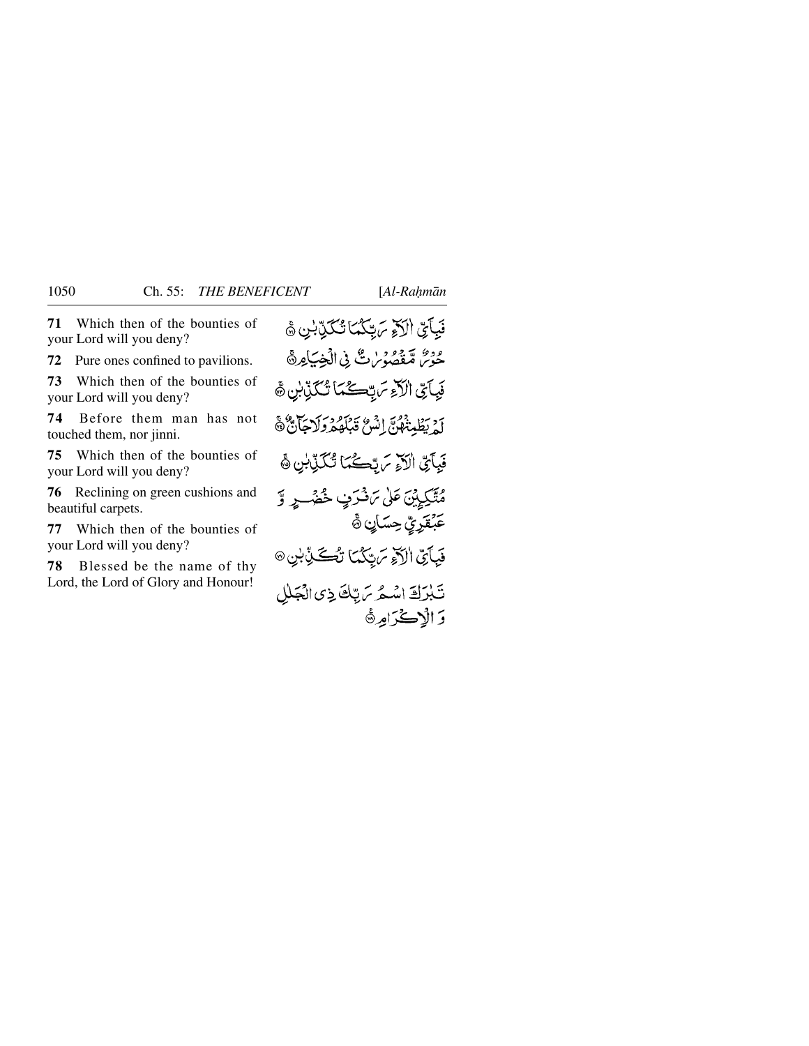**71** Which then of the bounties of your Lord will you deny?

فَبِاَيِّ اٰلَآءِ رَبِّكُمَا تُكَذِّبٰنِ ۝

**72** Pure ones confined to pavilions.

حُوْرٌ مَّقْصُوْرٰتٌ فِي الْخِيَامِ ۝

**73** Which then of the bounties of your Lord will you deny?

فَبِاَيِّ اٰلَآءِ رَبِّكُمَا تُكَذِّبٰنِ ۝

**74** Before them man has not touched them, nor jinni.

لَمْ يَطْمِثْهُنَّ اِنْسٌ قَبْلَهُمْ وَلَا جَآنٌّ ۝

**75** Which then of the bounties of your Lord will you deny?

فَبِاَيِّ اٰلَآءِ رَبِّكُمَا تُكَذِّبٰنِ ۝

**76** Reclining on green cushions and beautiful carpets.

مُتَّكِـِٕيْنَ عَلٰى رَفْرَفٍ خُضْرٍ وَّ عَبْقَرِيٍّ حِسَانٍ ۝

**77** Which then of the bounties of your Lord will you deny?

فَبِاَيِّ اٰلَآءِ رَبِّكُمَا تُكَذِّبٰنِ ۝

**78** Blessed be the name of thy Lord, the Lord of Glory and Honour!

تَبٰرَكَ اسْمُ رَبِّكَ ذِي الْجَلٰلِ وَ الْاِكْرَامِ ۝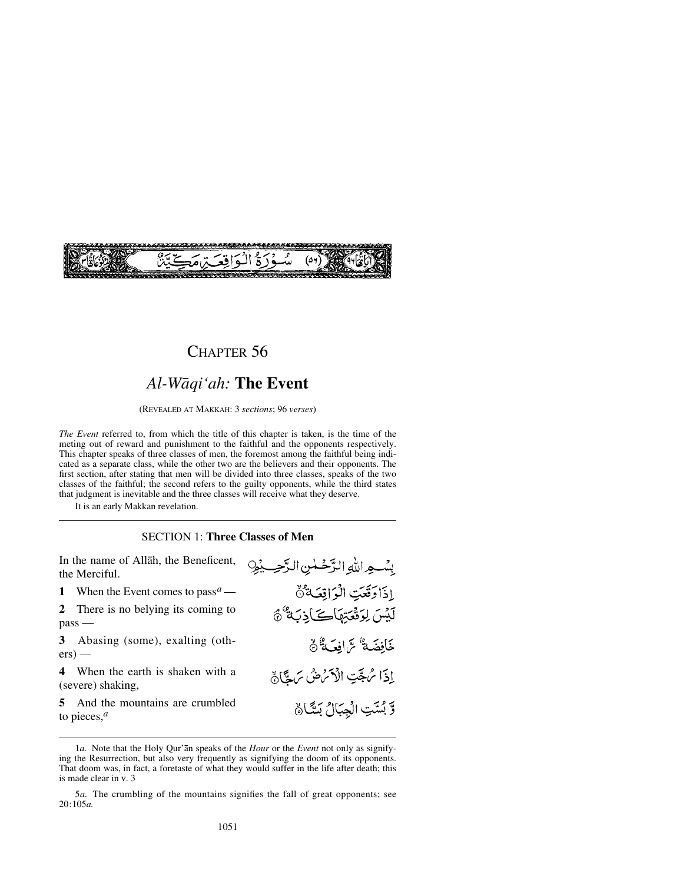سُورَةُ الْوَاقِعَةِ مَكِّيَّةٌ (٥٦)

# CHAPTER 56

## *Al-Wāqi'ah:* The Event

(REVEALED AT MAKKAH: 3 *sections*; 96 *verses*)

*The Event* referred to, from which the title of this chapter is taken, is the time of the meting out of reward and punishment to the faithful and the opponents respectively. This chapter speaks of three classes of men, the foremost among the faithful being indicated as a separate class, while the other two are the believers and their opponents. The first section, after stating that men will be divided into three classes, speaks of the two classes of the faithful; the second refers to the guilty opponents, while the third states that judgment is inevitable and the three classes will receive what they deserve.

It is an early Makkan revelation.

### SECTION 1: Three Classes of Men

In the name of Allāh, the Beneficent, the Merciful.

بِسْمِ اللّٰهِ الرَّحْمٰنِ الرَّحِيْمِ

**1** When the Event comes to pass[a] —

اِذَا وَقَعَتِ الْوَاقِعَةُ ﴿۱﴾

**2** There is no belying its coming to pass —

لَيْسَ لِوَقْعَتِهَا كَاذِبَةٌ ﴿۲﴾

**3** Abasing (some), exalting (others) —

خَافِضَةٌ رَّافِعَةٌ ﴿۳﴾

**4** When the earth is shaken with a (severe) shaking,

اِذَا رُجَّتِ الْاَرْضُ رَجًّا ﴿۴﴾

**5** And the mountains are crumbled to pieces,[a]

وَّ بُسَّتِ الْجِبَالُ بَسًّا ﴿۵﴾

---

1*a.* Note that the Holy Qur'ān speaks of the *Hour* or the *Event* not only as signifying the Resurrection, but also very frequently as signifying the doom of its opponents. That doom was, in fact, a foretaste of what they would suffer in the life after death; this is made clear in v. 3

5*a.* The crumbling of the mountains signifies the fall of great opponents; see 20:105*a.*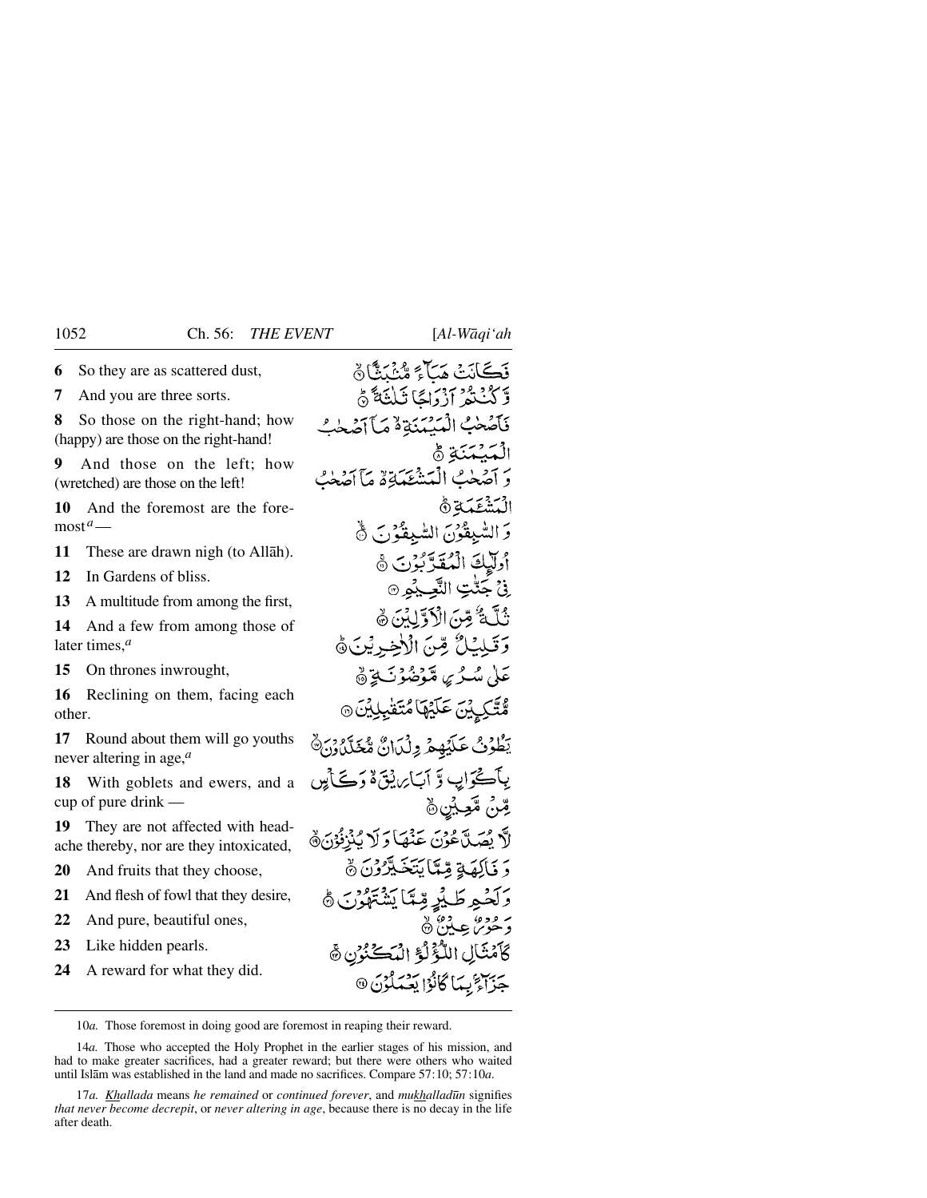**6** So they are as scattered dust,

**7** And you are three sorts.

**8** So those on the right-hand; how (happy) are those on the right-hand!

**9** And those on the left; how (wretched) are those on the left!

**10** And the foremost are the foremost[a] —

**11** These are drawn nigh (to Allāh).

**12** In Gardens of bliss.

**13** A multitude from among the first,

**14** And a few from among those of later times,[a]

**15** On thrones inwrought,

**16** Reclining on them, facing each other.

**17** Round about them will go youths never altering in age,[a]

**18** With goblets and ewers, and a cup of pure drink —

**19** They are not affected with headache thereby, nor are they intoxicated,

**20** And fruits that they choose,

**21** And flesh of fowl that they desire,

**22** And pure, beautiful ones,

**23** Like hidden pearls.

**24** A reward for what they did.

فَكَانَتْ هَبَآءً مُّنْۢبَثًّا ۝٦
وَّكُنْتُمْ اَزْوَاجًا ثَلٰثَةً ۝٧
فَاَصْحٰبُ الْمَيْمَنَةِ ۙ۬ مَآ اَصْحٰبُ الْمَيْمَنَةِ ۝٨
وَ اَصْحٰبُ الْمَشْـَٔمَةِ ۙ۬ مَآ اَصْحٰبُ الْمَشْـَٔمَةِ ۝٩
وَ السّٰبِقُوْنَ السّٰبِقُوْنَ ۝١٠
اُولٰٓئِكَ الْمُقَرَّبُوْنَ ۝١١
فِيْ جَنّٰتِ النَّعِيْمِ ۝١٢
ثُلَّةٌ مِّنَ الْاَوَّلِيْنَ ۝١٣
وَقَلِيْلٌ مِّنَ الْاٰخِرِيْنَ ۝١٤
عَلٰى سُرُرٍ مَّوْضُوْنَةٍ ۝١٥
مُّتَّكِـِٕيْنَ عَلَيْهَا مُتَقٰبِلِيْنَ ۝١٦
يَطُوْفُ عَلَيْهِمْ وِلْدَانٌ مُّخَلَّدُوْنَ ۝١٧
بِاَكْوَابٍ وَّ اَبَارِيْقَ ۙ۬ وَكَاْسٍ مِّنْ مَّعِيْنٍ ۝١٨
لَّا يُصَدَّعُوْنَ عَنْهَا وَلَا يُنْزِفُوْنَ ۝١٩
وَ فَاكِهَةٍ مِّمَّا يَتَخَيَّرُوْنَ ۝٢٠
وَلَحْمِ طَيْرٍ مِّمَّا يَشْتَهُوْنَ ۝٢١
وَحُوْرٌ عِيْنٌ ۝٢٢
كَاَمْثَالِ اللُّؤْلُؤِ الْمَكْنُوْنِ ۝٢٣
جَزَآءًۢ بِمَا كَانُوْا يَعْمَلُوْنَ ۝٢٤

---

10*a.* Those foremost in doing good are foremost in reaping their reward.

14*a.* Those who accepted the Holy Prophet in the earlier stages of his mission, and had to make greater sacrifices, had a greater reward; but there were others who waited until Islām was established in the land and made no sacrifices. Compare 57:10; 57:10*a*.

17*a.* *Khallada* means *he remained* or *continued forever*, and *mukhalladūn* signifies *that never become decrepit*, or *never altering in age*, because there is no decay in the life after death.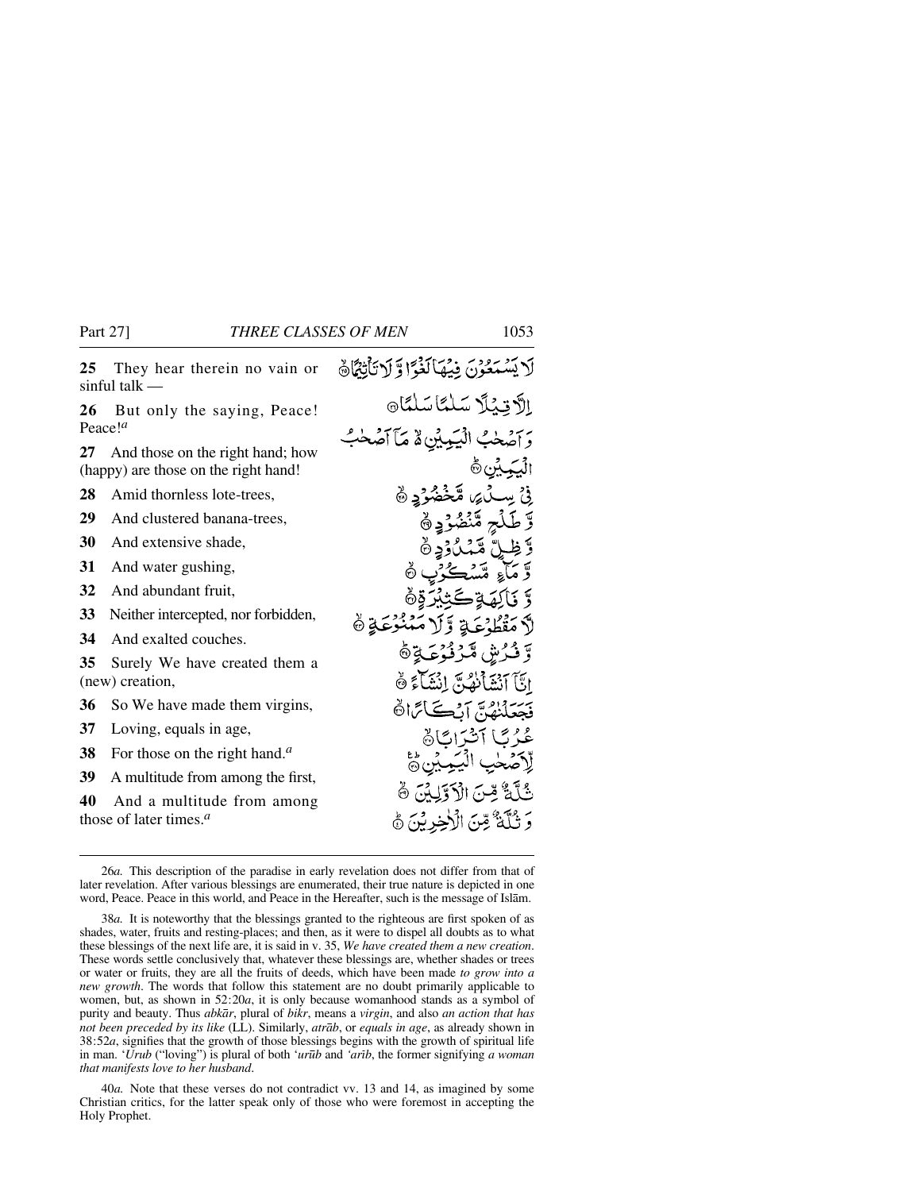**25** They hear therein no vain or sinful talk —

لَا يَسْمَعُوْنَ فِيْهَا لَغْوًا وَّلَا تَأْثِيْمًا ﴿۲۵﴾

**26** But only the saying, Peace! Peace![a]

اِلَّا قِيْلًا سَلٰمًا سَلٰمًا ﴿۲۶﴾

**27** And those on the right hand; how (happy) are those on the right hand!

وَ اَصْحٰبُ الْيَمِيْنِ ۙ۬ مَاۤ اَصْحٰبُ الْيَمِيْنِ ﴿۲۷﴾

**28** Amid thornless lote-trees,

فِيْ سِدْرٍ مَّخْضُوْدٍ ﴿۲۸﴾

**29** And clustered banana-trees,

وَّ طَلْحٍ مَّنْضُوْدٍ ﴿۲۹﴾

**30** And extensive shade,

وَّ ظِلٍّ مَّمْدُوْدٍ ﴿۳۰﴾

**31** And water gushing,

وَّ مَآءٍ مَّسْكُوْبٍ ﴿۳۱﴾

**32** And abundant fruit,

وَّ فَاكِهَةٍ كَثِيْرَةٍ ﴿۳۲﴾

**33** Neither intercepted, nor forbidden,

لَّا مَقْطُوْعَةٍ وَّ لَا مَمْنُوْعَةٍ ﴿۳۳﴾

**34** And exalted couches.

وَّ فُرُشٍ مَّرْفُوْعَةٍ ﴿۳۴﴾

**35** Surely We have created them a (new) creation,

اِنَّاۤ اَنْشَاْنٰهُنَّ اِنْشَآءً ﴿۳۵﴾

**36** So We have made them virgins,

فَجَعَلْنٰهُنَّ اَبْكَارًا ﴿۳۶﴾

**37** Loving, equals in age,

عُرُبًا اَتْرَابًا ﴿۳۷﴾

**38** For those on the right hand.[a]

لِّاَصْحٰبِ الْيَمِيْنِ ﴿۳۸﴾

**39** A multitude from among the first,

ثُلَّةٌ مِّنَ الْاَوَّلِيْنَ ﴿۳۹﴾

**40** And a multitude from among those of later times.[a]

وَ ثُلَّةٌ مِّنَ الْاٰخِرِيْنَ ﴿۴۰﴾

---

26*a.* This description of the paradise in early revelation does not differ from that of later revelation. After various blessings are enumerated, their true nature is depicted in one word, Peace. Peace in this world, and Peace in the Hereafter, such is the message of Islām.

38*a.* It is noteworthy that the blessings granted to the righteous are first spoken of as shades, water, fruits and resting-places; and then, as it were to dispel all doubts as to what these blessings of the next life are, it is said in v. 35, *We have created them a new creation*. These words settle conclusively that, whatever these blessings are, whether shades or trees or water or fruits, they are all the fruits of deeds, which have been made *to grow into a new growth*. The words that follow this statement are no doubt primarily applicable to women, but, as shown in 52:20*a*, it is only because womanhood stands as a symbol of purity and beauty. Thus *abkār*, plural of *bikr*, means a *virgin*, and also *an action that has not been preceded by its like* (LL). Similarly, *atrāb*, or *equals in age*, as already shown in 38:52*a*, signifies that the growth of those blessings begins with the growth of spiritual life in man. *'Urub* ("loving") is plural of both *'urūb* and *'arīb*, the former signifying *a woman that manifests love to her husband*.

40*a.* Note that these verses do not contradict vv. 13 and 14, as imagined by some Christian critics, for the latter speak only of those who were foremost in accepting the Holy Prophet.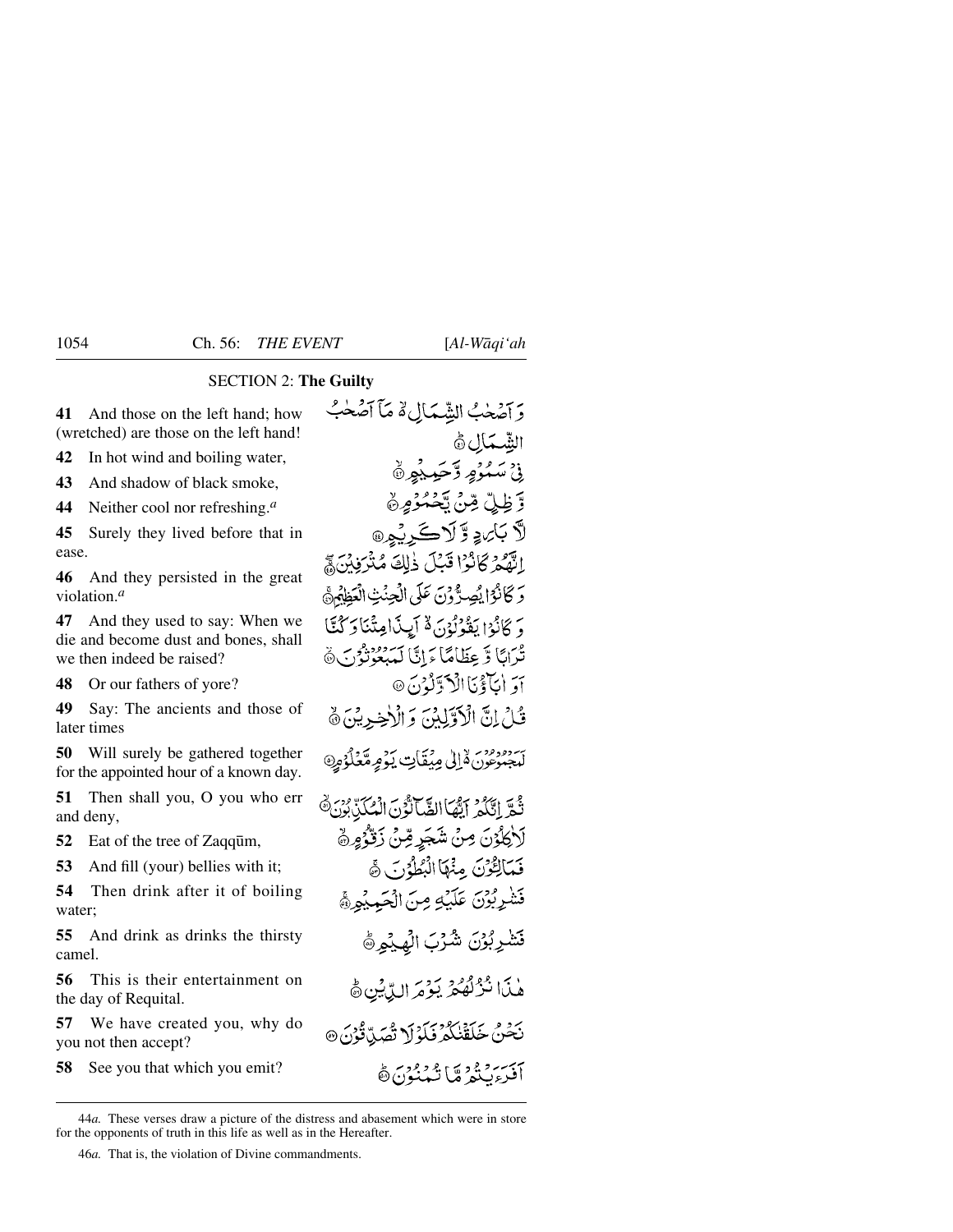## SECTION 2: **The Guilty**

**41** And those on the left hand; how (wretched) are those on the left hand!

**42** In hot wind and boiling water,

**43** And shadow of black smoke,

**44** Neither cool nor refreshing.[a]

**45** Surely they lived before that in ease.

**46** And they persisted in the great violation.[a]

**47** And they used to say: When we die and become dust and bones, shall we then indeed be raised?

**48** Or our fathers of yore?

**49** Say: The ancients and those of later times

**50** Will surely be gathered together for the appointed hour of a known day.

**51** Then shall you, O you who err and deny,

**52** Eat of the tree of Zaqqūm,

**53** And fill (your) bellies with it;

**54** Then drink after it of boiling water;

**55** And drink as drinks the thirsty camel.

**56** This is their entertainment on the day of Requital.

**57** We have created you, why do you not then accept?

**58** See you that which you emit?

وَ اَصۡحٰبُ الشِّمَالِ ۬ۙ مَاۤ اَصۡحٰبُ الشِّمَالِ ﴿۴۱﴾

فِیۡ سَمُوۡمٍ وَّ حَمِیۡمٍ ﴿۴۲﴾

وَّ ظِلٍّ مِّنۡ یَّحۡمُوۡمٍ ﴿۴۳﴾

لَّا بَارِدٍ وَّ لَا کَرِیۡمٍ ﴿۴۴﴾

اِنَّہُمۡ کَانُوۡا قَبۡلَ ذٰلِکَ مُتۡرَفِیۡنَ ﴿۴۵﴾

وَ کَانُوۡا یُصِرُّوۡنَ عَلَی الۡحِنۡثِ الۡعَظِیۡمِ ﴿۴۶﴾

وَ کَانُوۡا یَقُوۡلُوۡنَ ۬ۙ اَئِذَا مِتۡنَا وَ کُنَّا تُرَابًا وَّ عِظَامًا ءَ اِنَّا لَمَبۡعُوۡثُوۡنَ ﴿۴۷﴾

اَوَ اٰبَآؤُنَا الۡاَوَّلُوۡنَ ﴿۴۸﴾

قُلۡ اِنَّ الۡاَوَّلِیۡنَ وَ الۡاٰخِرِیۡنَ ﴿۴۹﴾

لَمَجۡمُوۡعُوۡنَ ۬ۙ اِلٰی مِیۡقَاتِ یَوۡمٍ مَّعۡلُوۡمٍ ﴿۵۰﴾

ثُمَّ اِنَّکُمۡ اَیُّہَا الضَّآلُّوۡنَ الۡمُکَذِّبُوۡنَ ﴿۵۱﴾

لَاٰکِلُوۡنَ مِنۡ شَجَرٍ مِّنۡ زَقُّوۡمٍ ﴿۵۲﴾

فَمَالِـُٔوۡنَ مِنۡہَا الۡبُطُوۡنَ ﴿۵۳﴾

فَشٰرِبُوۡنَ عَلَیۡہِ مِنَ الۡحَمِیۡمِ ﴿۵۴﴾

فَشٰرِبُوۡنَ شُرۡبَ الۡہِیۡمِ ﴿۵۵﴾

ہٰذَا نُزُلُہُمۡ یَوۡمَ الدِّیۡنِ ﴿۵۶﴾

نَحۡنُ خَلَقۡنٰکُمۡ فَلَوۡ لَا تُصَدِّقُوۡنَ ﴿۵۷﴾

اَفَرَءَیۡتُمۡ مَّا تُمۡنُوۡنَ ﴿۵۸﴾

---

44*a*. These verses draw a picture of the distress and abasement which were in store for the opponents of truth in this life as well as in the Hereafter.

46*a*. That is, the violation of Divine commandments.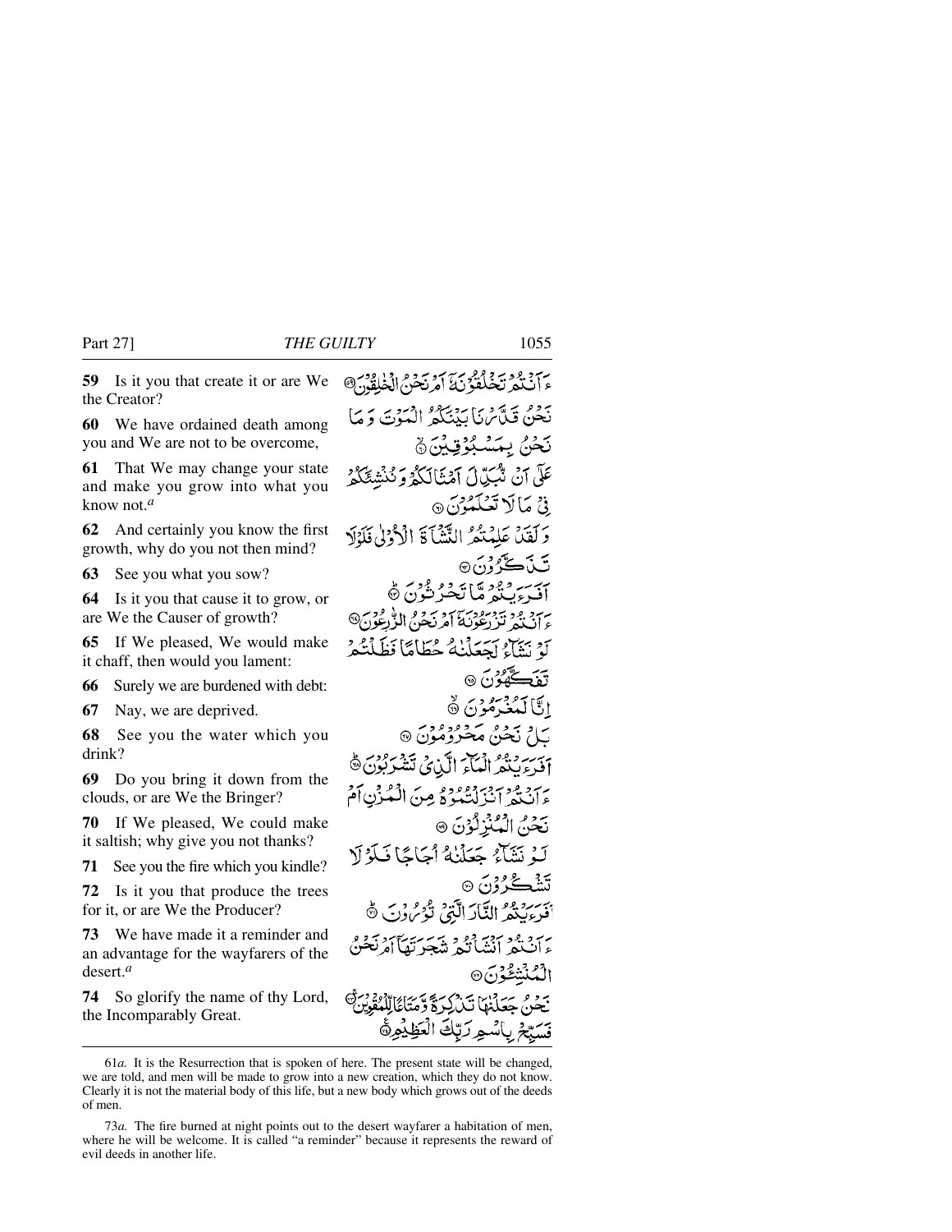**59** Is it you that create it or are We the Creator?

**60** We have ordained death among you and We are not to be overcome,

**61** That We may change your state and make you grow into what you know not.[a]

**62** And certainly you know the first growth, why do you not then mind?

**63** See you what you sow?

**64** Is it you that cause it to grow, or are We the Causer of growth?

**65** If We pleased, We would make it chaff, then would you lament:

**66** Surely we are burdened with debt:

**67** Nay, we are deprived.

**68** See you the water which you drink?

**69** Do you bring it down from the clouds, or are We the Bringer?

**70** If We pleased, We could make it saltish; why give you not thanks?

**71** See you the fire which you kindle?

**72** Is it you that produce the trees for it, or are We the Producer?

**73** We have made it a reminder and an advantage for the wayfarers of the desert.[a]

**74** So glorify the name of thy Lord, the Incomparably Great.

ءَاَنْتُمْ تَخْلُقُوْنَهٗۤ اَمْ نَحْنُ الْخٰلِقُوْنَ ﴿۵۹﴾
نَحْنُ قَدَّرْنَا بَيْنَكُمُ الْمَوْتَ وَ مَا نَحْنُ بِمَسْبُوْقِيْنَ ﴿۶۰﴾
عَلٰۤى اَنْ نُّبَدِّلَ اَمْثَالَكُمْ وَ نُنْشِئَكُمْ فِيْ مَا لَا تَعْلَمُوْنَ ﴿۶۱﴾
وَ لَقَدْ عَلِمْتُمُ النَّشْاَةَ الْاُوْلٰى فَلَوْ لَا تَذَكَّرُوْنَ ﴿۶۲﴾
اَفَرَءَيْتُمْ مَّا تَحْرُثُوْنَ ﴿۶۳﴾
ءَاَنْتُمْ تَزْرَعُوْنَهٗۤ اَمْ نَحْنُ الزّٰرِعُوْنَ ﴿۶۴﴾
لَوْ نَشَآءُ لَجَعَلْنٰهُ حُطَامًا فَظَلْتُمْ تَفَكَّهُوْنَ ﴿۶۵﴾
اِنَّا لَمُغْرَمُوْنَ ﴿۶۶﴾
بَلْ نَحْنُ مَحْرُوْمُوْنَ ﴿۶۷﴾
اَفَرَءَيْتُمُ الْمَآءَ الَّذِيْ تَشْرَبُوْنَ ﴿۶۸﴾
ءَاَنْتُمْ اَنْزَلْتُمُوْهُ مِنَ الْمُزْنِ اَمْ نَحْنُ الْمُنْزِلُوْنَ ﴿۶۹﴾
لَوْ نَشَآءُ جَعَلْنٰهُ اُجَاجًا فَلَوْ لَا تَشْكُرُوْنَ ﴿۷۰﴾
اَفَرَءَيْتُمُ النَّارَ الَّتِيْ تُوْرُوْنَ ﴿۷۱﴾
ءَاَنْتُمْ اَنْشَاْتُمْ شَجَرَتَهَاۤ اَمْ نَحْنُ الْمُنْشِـُٔوْنَ ﴿۷۲﴾
نَحْنُ جَعَلْنٰهَا تَذْكِرَةً وَّ مَتَاعًا لِّلْمُقْوِيْنَ ﴿۷۳﴾
فَسَبِّحْ بِاسْمِ رَبِّكَ الْعَظِيْمِ ﴿۷۴﴾

---

61*a.* It is the Resurrection that is spoken of here. The present state will be changed, we are told, and men will be made to grow into a new creation, which they do not know. Clearly it is not the material body of this life, but a new body which grows out of the deeds of men.

73*a.* The fire burned at night points out to the desert wayfarer a habitation of men, where he will be welcome. It is called "a reminder" because it represents the reward of evil deeds in another life.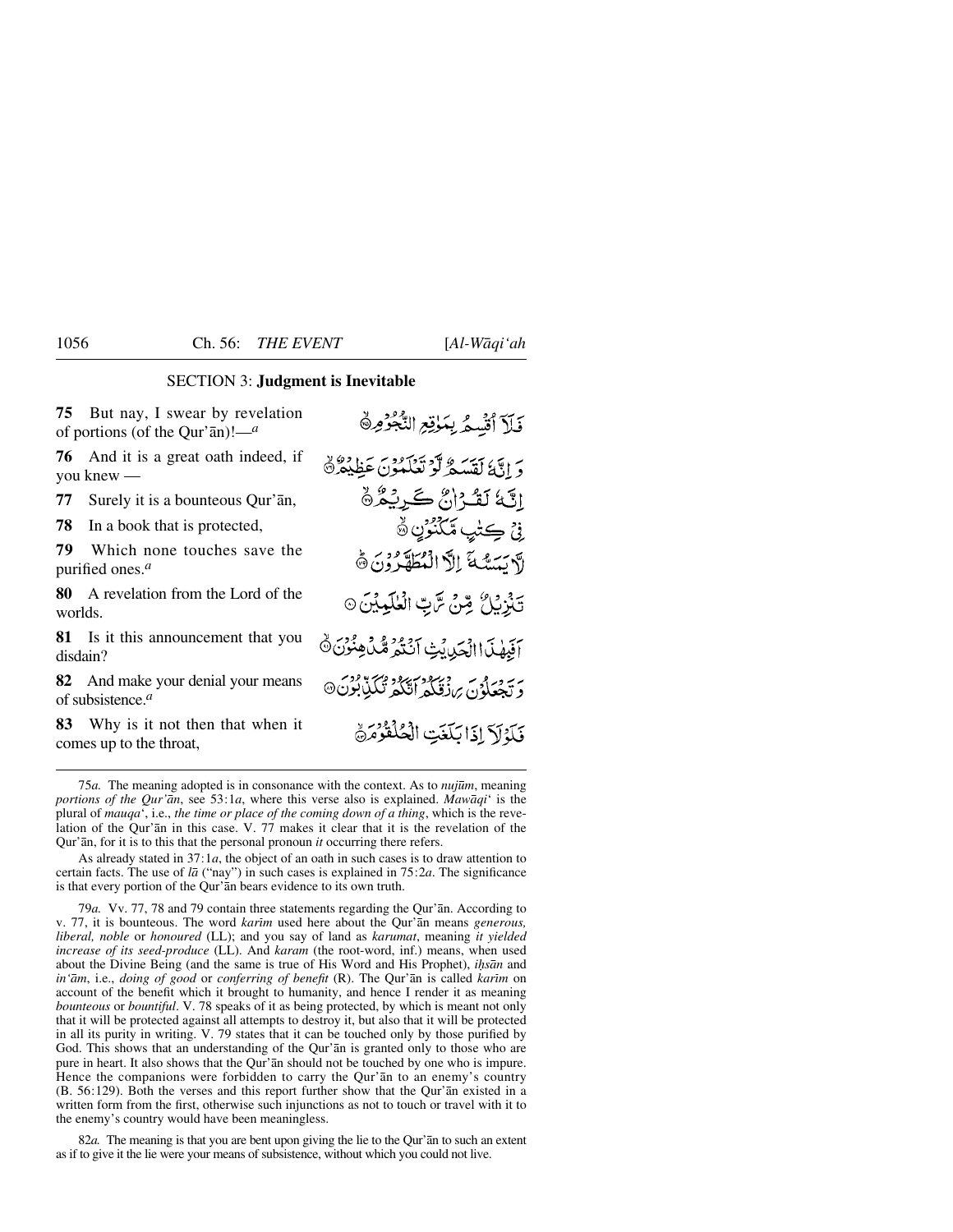## SECTION 3: **Judgment is Inevitable**

**75** But nay, I swear by revelation of portions (of the Qur'ān)!—*a*

فَلَآ أُقْسِمُ بِمَوٰقِعِ النُّجُومِ ﴿٧٥﴾

**76** And it is a great oath indeed, if you knew —

وَإِنَّهُۥ لَقَسَمٌ لَّوْ تَعْلَمُونَ عَظِيمٌ ﴿٧٦﴾

**77** Surely it is a bounteous Qur'ān,

إِنَّهُۥ لَقُرْءَانٌ كَرِيمٌ ﴿٧٧﴾

**78** In a book that is protected,

فِى كِتَٰبٍ مَّكْنُونٍ ﴿٧٨﴾

**79** Which none touches save the purified ones.*a*

لَّا يَمَسُّهُۥٓ إِلَّا الْمُطَهَّرُونَ ﴿٧٩﴾

**80** A revelation from the Lord of the worlds.

تَنزِيلٌ مِّن رَّبِّ الْعَٰلَمِينَ ﴿٨٠﴾

**81** Is it this announcement that you disdain?

أَفَبِهَٰذَا الْحَدِيثِ أَنتُم مُّدْهِنُونَ ﴿٨١﴾

**82** And make your denial your means of subsistence.*a*

وَتَجْعَلُونَ رِزْقَكُمْ أَنَّكُمْ تُكَذِّبُونَ ﴿٨٢﴾

**83** Why is it not then that when it comes up to the throat,

فَلَوْلَآ إِذَا بَلَغَتِ الْحُلْقُومَ ﴿٨٣﴾

---

75*a.* The meaning adopted is in consonance with the context. As to *nujūm*, meaning *portions of the Qur'ān*, see 53:1*a*, where this verse also is explained. *Mawāqi*' is the plural of *mauqa*', i.e., *the time or place of the coming down of a thing*, which is the revelation of the Qur'ān in this case. V. 77 makes it clear that it is the revelation of the Qur'ān, for it is to this that the personal pronoun *it* occurring there refers.

As already stated in 37:1*a*, the object of an oath in such cases is to draw attention to certain facts. The use of *lā* ("nay") in such cases is explained in 75:2*a*. The significance is that every portion of the Qur'ān bears evidence to its own truth.

79*a.* Vv. 77, 78 and 79 contain three statements regarding the Qur'ān. According to v. 77, it is bounteous. The word *karīm* used here about the Qur'ān means *generous, liberal, noble* or *honoured* (LL); and you say of land as *karumat*, meaning *it yielded increase of its seed-produce* (LL). And *karam* (the root-word, inf.) means, when used about the Divine Being (and the same is true of His Word and His Prophet), *iḥsān* and *in'ām*, i.e., *doing of good* or *conferring of benefit* (R). The Qur'ān is called *karīm* on account of the benefit which it brought to humanity, and hence I render it as meaning *bounteous* or *bountiful*. V. 78 speaks of it as being protected, by which is meant not only that it will be protected against all attempts to destroy it, but also that it will be protected in all its purity in writing. V. 79 states that it can be touched only by those purified by God. This shows that an understanding of the Qur'ān is granted only to those who are pure in heart. It also shows that the Qur'ān should not be touched by one who is impure. Hence the companions were forbidden to carry the Qur'ān to an enemy's country (B. 56:129). Both the verses and this report further show that the Qur'ān existed in a written form from the first, otherwise such injunctions as not to touch or travel with it to the enemy's country would have been meaningless.

82*a.* The meaning is that you are bent upon giving the lie to the Qur'ān to such an extent as if to give it the lie were your means of subsistence, without which you could not live.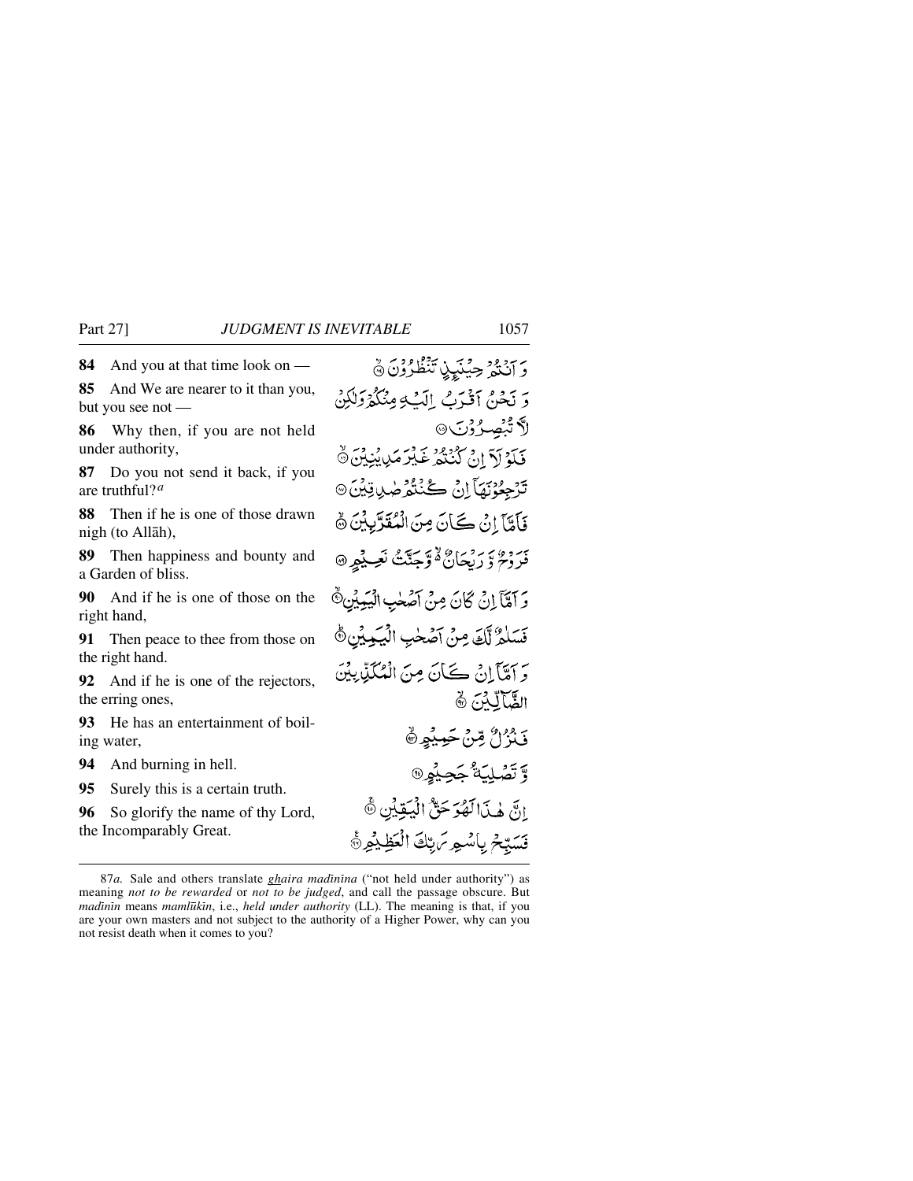**84** And you at that time look on —

وَ اَنۡتُمۡ حِیۡنَئِذٍ تَنۡظُرُوۡنَ ﴿۸۴﴾

**85** And We are nearer to it than you, but you see not —

وَ نَحۡنُ اَقۡرَبُ اِلَیۡهِ مِنۡکُمۡ وَ لٰکِنۡ لَّا تُبۡصِرُوۡنَ ﴿۸۵﴾

**86** Why then, if you are not held under authority,

فَلَوۡ لَاۤ اِنۡ کُنۡتُمۡ غَیۡرَ مَدِیۡنِیۡنَ ﴿۸۶﴾

**87** Do you not send it back, if you are truthful?[a]

تَرۡجِعُوۡنَهَاۤ اِنۡ کُنۡتُمۡ صٰدِقِیۡنَ ﴿۸۷﴾

**88** Then if he is one of those drawn nigh (to Allāh),

فَاَمَّاۤ اِنۡ کَانَ مِنَ الۡمُقَرَّبِیۡنَ ﴿۸۸﴾

**89** Then happiness and bounty and a Garden of bliss.

فَرَوۡحٌ وَّ رَیۡحَانٌ ۬ۙ وَّ جَنَّتُ نَعِیۡمٍ ﴿۸۹﴾

**90** And if he is one of those on the right hand,

وَ اَمَّاۤ اِنۡ کَانَ مِنۡ اَصۡحٰبِ الۡیَمِیۡنِ ﴿۹۰﴾

**91** Then peace to thee from those on the right hand.

فَسَلٰمٌ لَّکَ مِنۡ اَصۡحٰبِ الۡیَمِیۡنِ ﴿۹۱﴾

**92** And if he is one of the rejectors, the erring ones,

وَ اَمَّاۤ اِنۡ کَانَ مِنَ الۡمُکَذِّبِیۡنَ الضَّآلِّیۡنَ ﴿۹۲﴾

**93** He has an entertainment of boiling water,

فَنُزُلٌ مِّنۡ حَمِیۡمٍ ﴿۹۳﴾

**94** And burning in hell.

وَّ تَصۡلِیَۃُ جَحِیۡمٍ ﴿۹۴﴾

**95** Surely this is a certain truth.

اِنَّ هٰذَا لَهُوَ حَقُّ الۡیَقِیۡنِ ﴿۹۵﴾

**96** So glorify the name of thy Lord, the Incomparably Great.

فَسَبِّحۡ بِاسۡمِ رَبِّکَ الۡعَظِیۡمِ ﴿۹۶﴾

---

87*a.* Sale and others translate *ghaira madīnīna* ("not held under authority") as meaning *not to be rewarded* or *not to be judged*, and call the passage obscure. But *madīnīn* means *mamlūkīn*, i.e., *held under authority* (LL). The meaning is that, if you are your own masters and not subject to the authority of a Higher Power, why can you not resist death when it comes to you?